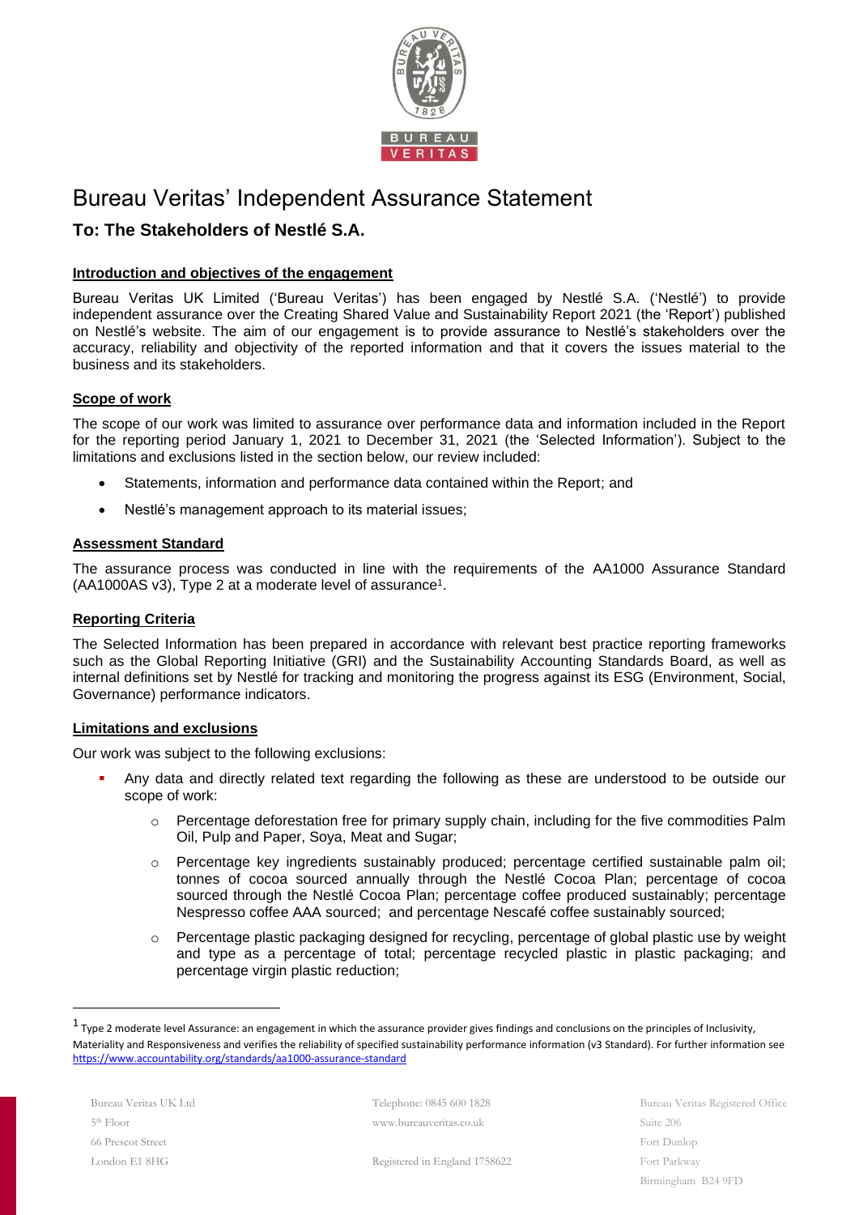# Bureau Veritas' Independent Assurance Statement

## To: The Stakeholders of Nestlé S.A.

### Introduction and objectives of the engagement

Bureau Veritas UK Limited ('Bureau Veritas') has been engaged by Nestlé S.A. ('Nestlé') to provide independent assurance over the Creating Shared Value and Sustainability Report 2021 (the 'Report') published on Nestlé's website. The aim of our engagement is to provide assurance to Nestlé's stakeholders over the accuracy, reliability and objectivity of the reported information and that it covers the issues material to the business and its stakeholders.

### Scope of work

The scope of our work was limited to assurance over performance data and information included in the Report for the reporting period January 1, 2021 to December 31, 2021 (the 'Selected Information'). Subject to the limitations and exclusions listed in the section below, our review included:

- Statements, information and performance data contained within the Report; and
- Nestlé's management approach to its material issues;

### Assessment Standard

The assurance process was conducted in line with the requirements of the AA1000 Assurance Standard (AA1000AS v3), Type 2 at a moderate level of assurance[1].

### Reporting Criteria

The Selected Information has been prepared in accordance with relevant best practice reporting frameworks such as the Global Reporting Initiative (GRI) and the Sustainability Accounting Standards Board, as well as internal definitions set by Nestlé for tracking and monitoring the progress against its ESG (Environment, Social, Governance) performance indicators.

### Limitations and exclusions

Our work was subject to the following exclusions:

- Any data and directly related text regarding the following as these are understood to be outside our scope of work:
  - Percentage deforestation free for primary supply chain, including for the five commodities Palm Oil, Pulp and Paper, Soya, Meat and Sugar;
  - Percentage key ingredients sustainably produced; percentage certified sustainable palm oil; tonnes of cocoa sourced annually through the Nestlé Cocoa Plan; percentage of cocoa sourced through the Nestlé Cocoa Plan; percentage coffee produced sustainably; percentage Nespresso coffee AAA sourced; and percentage Nescafé coffee sustainably sourced;
  - Percentage plastic packaging designed for recycling, percentage of global plastic use by weight and type as a percentage of total; percentage recycled plastic in plastic packaging; and percentage virgin plastic reduction;

---

[1] Type 2 moderate level Assurance: an engagement in which the assurance provider gives findings and conclusions on the principles of Inclusivity, Materiality and Responsiveness and verifies the reliability of specified sustainability performance information (v3 Standard). For further information see https://www.accountability.org/standards/aa1000-assurance-standard

Bureau Veritas UK Ltd
5th Floor
66 Prescot Street
London E1 8HG

Telephone: 0845 600 1828
www.bureauveritas.co.uk

Registered in England 1758622

Bureau Veritas Registered Office
Suite 206
Fort Dunlop
Fort Parkway
Birmingham B24 9FD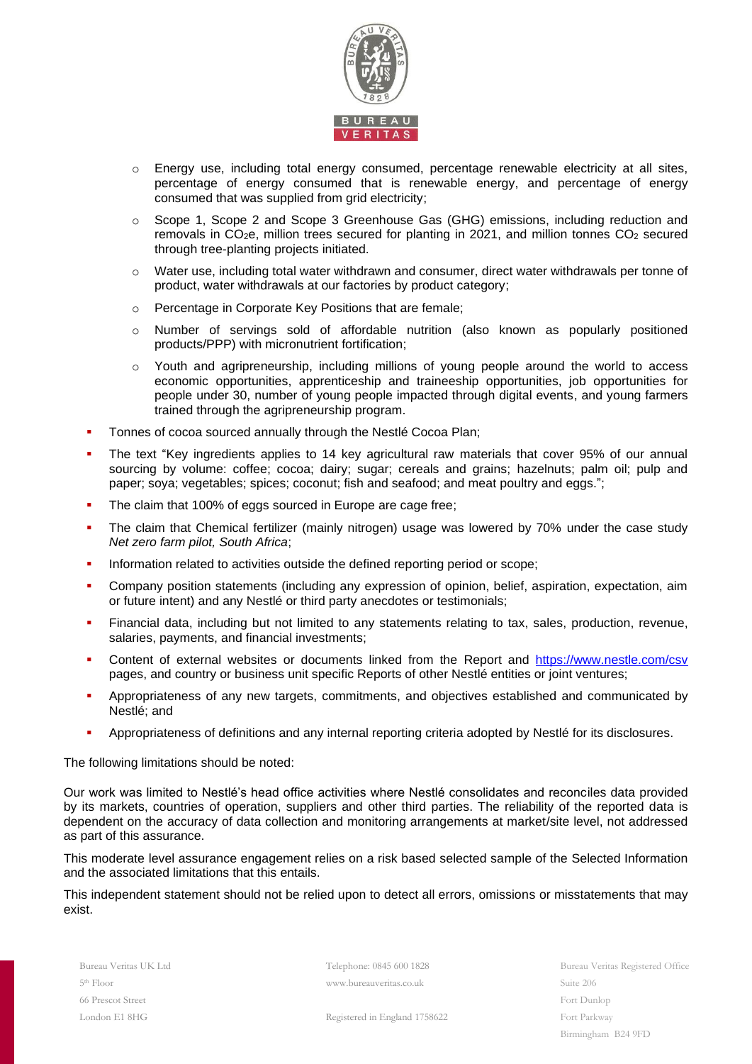- Energy use, including total energy consumed, percentage renewable electricity at all sites, percentage of energy consumed that is renewable energy, and percentage of energy consumed that was supplied from grid electricity;
  - Scope 1, Scope 2 and Scope 3 Greenhouse Gas (GHG) emissions, including reduction and removals in $CO_2e$, million trees secured for planting in 2021, and million tonnes $CO_2$ secured through tree-planting projects initiated.
  - Water use, including total water withdrawn and consumer, direct water withdrawals per tonne of product, water withdrawals at our factories by product category;
  - Percentage in Corporate Key Positions that are female;
  - Number of servings sold of affordable nutrition (also known as popularly positioned products/PPP) with micronutrient fortification;
  - Youth and agripreneurship, including millions of young people around the world to access economic opportunities, apprenticeship and traineeship opportunities, job opportunities for people under 30, number of young people impacted through digital events, and young farmers trained through the agripreneurship program.
- Tonnes of cocoa sourced annually through the Nestlé Cocoa Plan;
- The text "Key ingredients applies to 14 key agricultural raw materials that cover 95% of our annual sourcing by volume: coffee; cocoa; dairy; sugar; cereals and grains; hazelnuts; palm oil; pulp and paper; soya; vegetables; spices; coconut; fish and seafood; and meat poultry and eggs.";
- The claim that 100% of eggs sourced in Europe are cage free;
- The claim that Chemical fertilizer (mainly nitrogen) usage was lowered by 70% under the case study *Net zero farm pilot, South Africa*;
- Information related to activities outside the defined reporting period or scope;
- Company position statements (including any expression of opinion, belief, aspiration, expectation, aim or future intent) and any Nestlé or third party anecdotes or testimonials;
- Financial data, including but not limited to any statements relating to tax, sales, production, revenue, salaries, payments, and financial investments;
- Content of external websites or documents linked from the Report and https://www.nestle.com/csv pages, and country or business unit specific Reports of other Nestlé entities or joint ventures;
- Appropriateness of any new targets, commitments, and objectives established and communicated by Nestlé; and
- Appropriateness of definitions and any internal reporting criteria adopted by Nestlé for its disclosures.

The following limitations should be noted:

Our work was limited to Nestlé's head office activities where Nestlé consolidates and reconciles data provided by its markets, countries of operation, suppliers and other third parties. The reliability of the reported data is dependent on the accuracy of data collection and monitoring arrangements at market/site level, not addressed as part of this assurance.

This moderate level assurance engagement relies on a risk based selected sample of the Selected Information and the associated limitations that this entails.

This independent statement should not be relied upon to detect all errors, omissions or misstatements that may exist.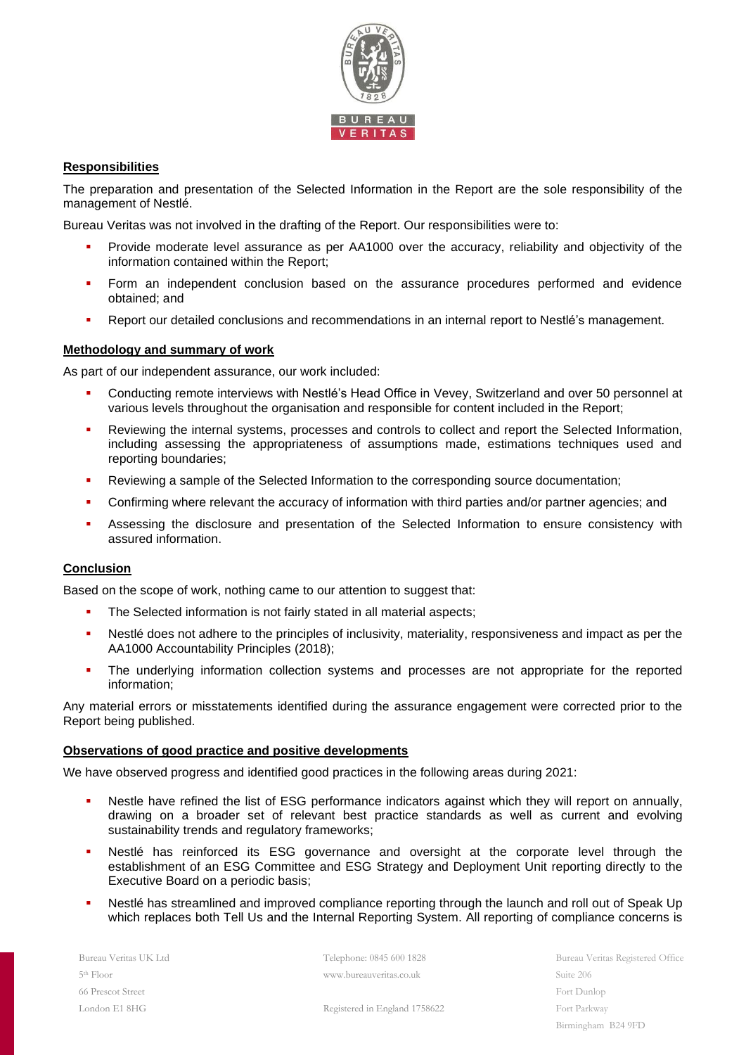## Responsibilities

The preparation and presentation of the Selected Information in the Report are the sole responsibility of the management of Nestlé.

Bureau Veritas was not involved in the drafting of the Report. Our responsibilities were to:

- Provide moderate level assurance as per AA1000 over the accuracy, reliability and objectivity of the information contained within the Report;
- Form an independent conclusion based on the assurance procedures performed and evidence obtained; and
- Report our detailed conclusions and recommendations in an internal report to Nestlé's management.

## Methodology and summary of work

As part of our independent assurance, our work included:

- Conducting remote interviews with Nestlé's Head Office in Vevey, Switzerland and over 50 personnel at various levels throughout the organisation and responsible for content included in the Report;
- Reviewing the internal systems, processes and controls to collect and report the Selected Information, including assessing the appropriateness of assumptions made, estimations techniques used and reporting boundaries;
- Reviewing a sample of the Selected Information to the corresponding source documentation;
- Confirming where relevant the accuracy of information with third parties and/or partner agencies; and
- Assessing the disclosure and presentation of the Selected Information to ensure consistency with assured information.

## Conclusion

Based on the scope of work, nothing came to our attention to suggest that:

- The Selected information is not fairly stated in all material aspects;
- Nestlé does not adhere to the principles of inclusivity, materiality, responsiveness and impact as per the AA1000 Accountability Principles (2018);
- The underlying information collection systems and processes are not appropriate for the reported information;

Any material errors or misstatements identified during the assurance engagement were corrected prior to the Report being published.

## Observations of good practice and positive developments

We have observed progress and identified good practices in the following areas during 2021:

- Nestle have refined the list of ESG performance indicators against which they will report on annually, drawing on a broader set of relevant best practice standards as well as current and evolving sustainability trends and regulatory frameworks;
- Nestlé has reinforced its ESG governance and oversight at the corporate level through the establishment of an ESG Committee and ESG Strategy and Deployment Unit reporting directly to the Executive Board on a periodic basis;
- Nestlé has streamlined and improved compliance reporting through the launch and roll out of Speak Up which replaces both Tell Us and the Internal Reporting System. All reporting of compliance concerns is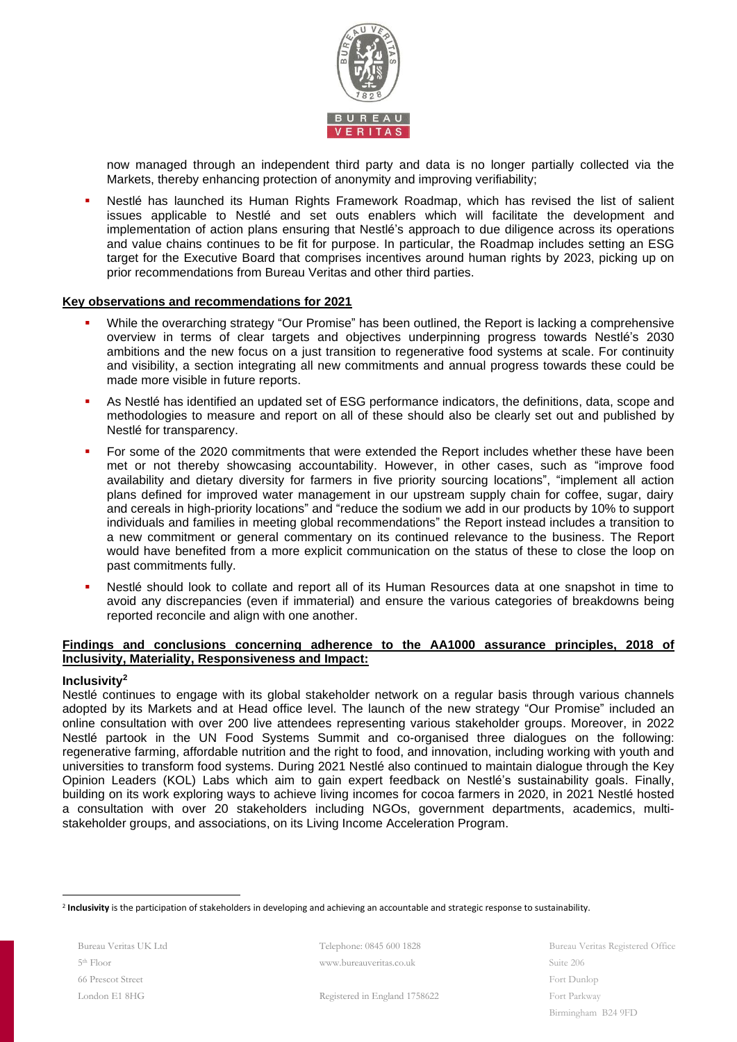now managed through an independent third party and data is no longer partially collected via the Markets, thereby enhancing protection of anonymity and improving verifiability;

- Nestlé has launched its Human Rights Framework Roadmap, which has revised the list of salient issues applicable to Nestlé and set outs enablers which will facilitate the development and implementation of action plans ensuring that Nestlé's approach to due diligence across its operations and value chains continues to be fit for purpose. In particular, the Roadmap includes setting an ESG target for the Executive Board that comprises incentives around human rights by 2023, picking up on prior recommendations from Bureau Veritas and other third parties.

**Key observations and recommendations for 2021**

- While the overarching strategy "Our Promise" has been outlined, the Report is lacking a comprehensive overview in terms of clear targets and objectives underpinning progress towards Nestlé's 2030 ambitions and the new focus on a just transition to regenerative food systems at scale. For continuity and visibility, a section integrating all new commitments and annual progress towards these could be made more visible in future reports.
- As Nestlé has identified an updated set of ESG performance indicators, the definitions, data, scope and methodologies to measure and report on all of these should also be clearly set out and published by Nestlé for transparency.
- For some of the 2020 commitments that were extended the Report includes whether these have been met or not thereby showcasing accountability. However, in other cases, such as "improve food availability and dietary diversity for farmers in five priority sourcing locations", "implement all action plans defined for improved water management in our upstream supply chain for coffee, sugar, dairy and cereals in high-priority locations" and "reduce the sodium we add in our products by 10% to support individuals and families in meeting global recommendations" the Report instead includes a transition to a new commitment or general commentary on its continued relevance to the business. The Report would have benefited from a more explicit communication on the status of these to close the loop on past commitments fully.
- Nestlé should look to collate and report all of its Human Resources data at one snapshot in time to avoid any discrepancies (even if immaterial) and ensure the various categories of breakdowns being reported reconcile and align with one another.

**Findings and conclusions concerning adherence to the AA1000 assurance principles, 2018 of Inclusivity, Materiality, Responsiveness and Impact:**

**Inclusivity[2]**

Nestlé continues to engage with its global stakeholder network on a regular basis through various channels adopted by its Markets and at Head office level. The launch of the new strategy "Our Promise" included an online consultation with over 200 live attendees representing various stakeholder groups. Moreover, in 2022 Nestlé partook in the UN Food Systems Summit and co-organised three dialogues on the following: regenerative farming, affordable nutrition and the right to food, and innovation, including working with youth and universities to transform food systems. During 2021 Nestlé also continued to maintain dialogue through the Key Opinion Leaders (KOL) Labs which aim to gain expert feedback on Nestlé's sustainability goals. Finally, building on its work exploring ways to achieve living incomes for cocoa farmers in 2020, in 2021 Nestlé hosted a consultation with over 20 stakeholders including NGOs, government departments, academics, multi-stakeholder groups, and associations, on its Living Income Acceleration Program.

[2] **Inclusivity** is the participation of stakeholders in developing and achieving an accountable and strategic response to sustainability.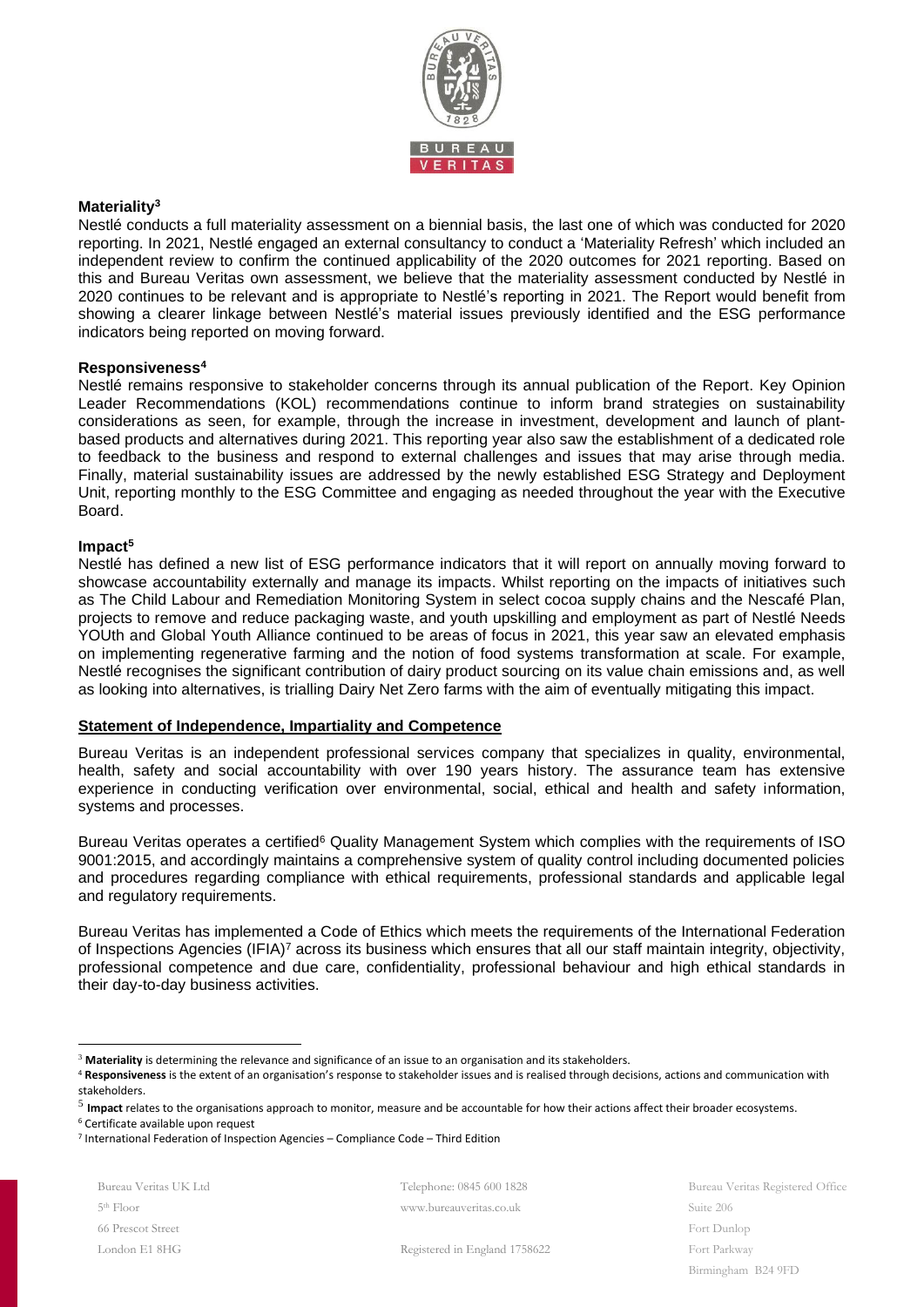**Materiality[3]**

Nestlé conducts a full materiality assessment on a biennial basis, the last one of which was conducted for 2020 reporting. In 2021, Nestlé engaged an external consultancy to conduct a 'Materiality Refresh' which included an independent review to confirm the continued applicability of the 2020 outcomes for 2021 reporting. Based on this and Bureau Veritas own assessment, we believe that the materiality assessment conducted by Nestlé in 2020 continues to be relevant and is appropriate to Nestlé's reporting in 2021. The Report would benefit from showing a clearer linkage between Nestlé's material issues previously identified and the ESG performance indicators being reported on moving forward.

**Responsiveness[4]**

Nestlé remains responsive to stakeholder concerns through its annual publication of the Report. Key Opinion Leader Recommendations (KOL) recommendations continue to inform brand strategies on sustainability considerations as seen, for example, through the increase in investment, development and launch of plant-based products and alternatives during 2021. This reporting year also saw the establishment of a dedicated role to feedback to the business and respond to external challenges and issues that may arise through media. Finally, material sustainability issues are addressed by the newly established ESG Strategy and Deployment Unit, reporting monthly to the ESG Committee and engaging as needed throughout the year with the Executive Board.

**Impact[5]**

Nestlé has defined a new list of ESG performance indicators that it will report on annually moving forward to showcase accountability externally and manage its impacts. Whilst reporting on the impacts of initiatives such as The Child Labour and Remediation Monitoring System in select cocoa supply chains and the Nescafé Plan, projects to remove and reduce packaging waste, and youth upskilling and employment as part of Nestlé Needs YOUth and Global Youth Alliance continued to be areas of focus in 2021, this year saw an elevated emphasis on implementing regenerative farming and the notion of food systems transformation at scale. For example, Nestlé recognises the significant contribution of dairy product sourcing on its value chain emissions and, as well as looking into alternatives, is trialling Dairy Net Zero farms with the aim of eventually mitigating this impact.

**Statement of Independence, Impartiality and Competence**

Bureau Veritas is an independent professional services company that specializes in quality, environmental, health, safety and social accountability with over 190 years history. The assurance team has extensive experience in conducting verification over environmental, social, ethical and health and safety information, systems and processes.

Bureau Veritas operates a certified[6] Quality Management System which complies with the requirements of ISO 9001:2015, and accordingly maintains a comprehensive system of quality control including documented policies and procedures regarding compliance with ethical requirements, professional standards and applicable legal and regulatory requirements.

Bureau Veritas has implemented a Code of Ethics which meets the requirements of the International Federation of Inspections Agencies (IFIA)[7] across its business which ensures that all our staff maintain integrity, objectivity, professional competence and due care, confidentiality, professional behaviour and high ethical standards in their day-to-day business activities.

---

[3] **Materiality** is determining the relevance and significance of an issue to an organisation and its stakeholders.

[4] **Responsiveness** is the extent of an organisation's response to stakeholder issues and is realised through decisions, actions and communication with stakeholders.

[5] **Impact** relates to the organisations approach to monitor, measure and be accountable for how their actions affect their broader ecosystems.

[6] Certificate available upon request

[7] International Federation of Inspection Agencies – Compliance Code – Third Edition

Bureau Veritas UK Ltd
5th Floor
66 Prescot Street
London E1 8HG

Telephone: 0845 600 1828
www.bureauveritas.co.uk

Registered in England 1758622

Bureau Veritas Registered Office
Suite 206
Fort Dunlop
Fort Parkway
Birmingham B24 9FD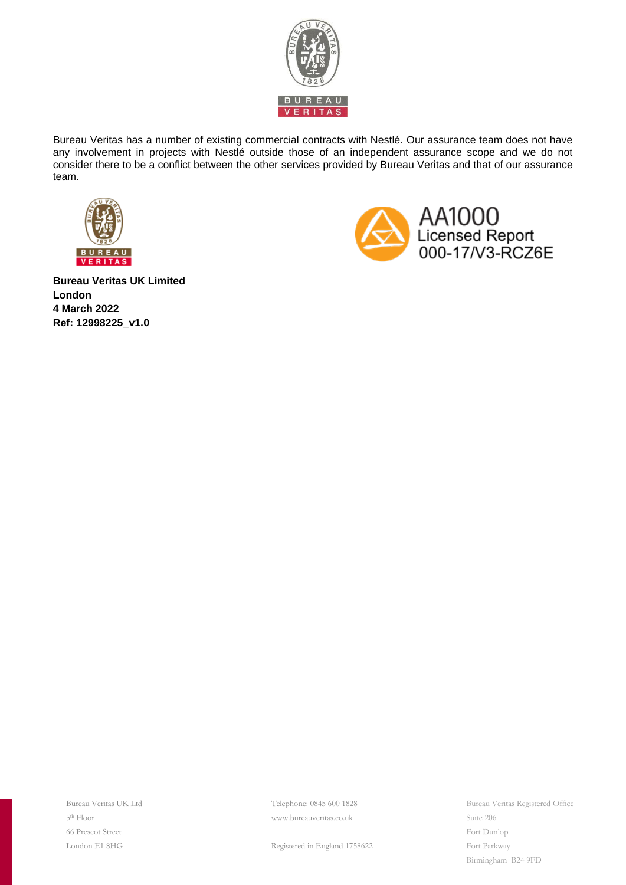Bureau Veritas has a number of existing commercial contracts with Nestlé. Our assurance team does not have any involvement in projects with Nestlé outside those of an independent assurance scope and we do not consider there to be a conflict between the other services provided by Bureau Veritas and that of our assurance team.

AA1000
Licensed Report
000-17/V3-RCZ6E

**Bureau Veritas UK Limited**
**London**
**4 March 2022**
**Ref: 12998225_v1.0**

Bureau Veritas UK Ltd
5th Floor
66 Prescot Street
London E1 8HG

Telephone: 0845 600 1828
www.bureauveritas.co.uk

Registered in England 1758622

Bureau Veritas Registered Office
Suite 206
Fort Dunlop
Fort Parkway
Birmingham B24 9FD